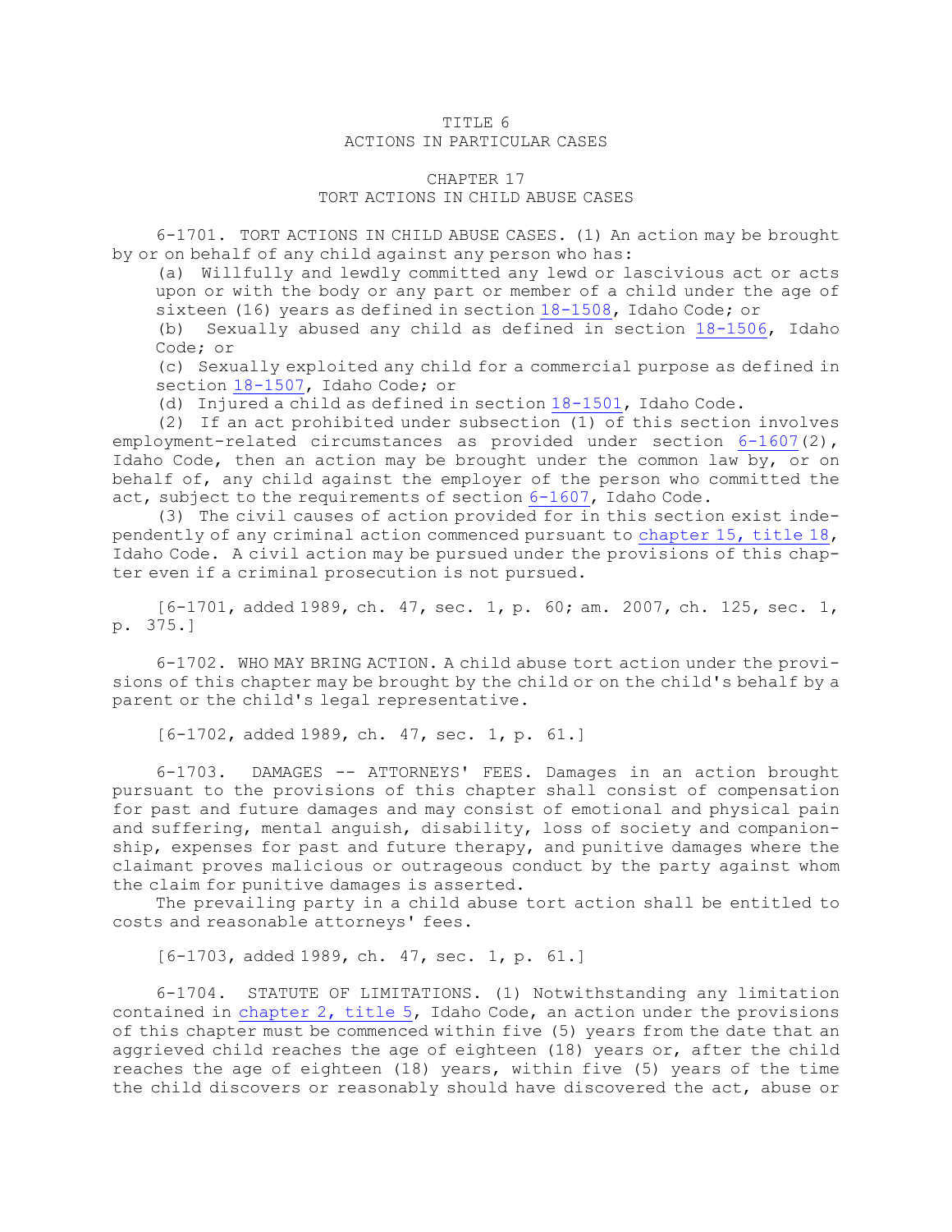# TITLE 6
# ACTIONS IN PARTICULAR CASES

## CHAPTER 17
## TORT ACTIONS IN CHILD ABUSE CASES

6-1701. TORT ACTIONS IN CHILD ABUSE CASES. (1) An action may be brought by or on behalf of any child against any person who has:

(a) Willfully and lewdly committed any lewd or lascivious act or acts upon or with the body or any part or member of a child under the age of sixteen (16) years as defined in section 18-1508, Idaho Code; or

(b) Sexually abused any child as defined in section 18-1506, Idaho Code; or

(c) Sexually exploited any child for a commercial purpose as defined in section 18-1507, Idaho Code; or

(d) Injured a child as defined in section 18-1501, Idaho Code.

(2) If an act prohibited under subsection (1) of this section involves employment-related circumstances as provided under section 6-1607(2), Idaho Code, then an action may be brought under the common law by, or on behalf of, any child against the employer of the person who committed the act, subject to the requirements of section 6-1607, Idaho Code.

(3) The civil causes of action provided for in this section exist independently of any criminal action commenced pursuant to chapter 15, title 18, Idaho Code. A civil action may be pursued under the provisions of this chapter even if a criminal prosecution is not pursued.

[6-1701, added 1989, ch. 47, sec. 1, p. 60; am. 2007, ch. 125, sec. 1, p. 375.]

6-1702. WHO MAY BRING ACTION. A child abuse tort action under the provisions of this chapter may be brought by the child or on the child's behalf by a parent or the child's legal representative.

[6-1702, added 1989, ch. 47, sec. 1, p. 61.]

6-1703. DAMAGES -- ATTORNEYS' FEES. Damages in an action brought pursuant to the provisions of this chapter shall consist of compensation for past and future damages and may consist of emotional and physical pain and suffering, mental anguish, disability, loss of society and companionship, expenses for past and future therapy, and punitive damages where the claimant proves malicious or outrageous conduct by the party against whom the claim for punitive damages is asserted.

The prevailing party in a child abuse tort action shall be entitled to costs and reasonable attorneys' fees.

[6-1703, added 1989, ch. 47, sec. 1, p. 61.]

6-1704. STATUTE OF LIMITATIONS. (1) Notwithstanding any limitation contained in chapter 2, title 5, Idaho Code, an action under the provisions of this chapter must be commenced within five (5) years from the date that an aggrieved child reaches the age of eighteen (18) years or, after the child reaches the age of eighteen (18) years, within five (5) years of the time the child discovers or reasonably should have discovered the act, abuse or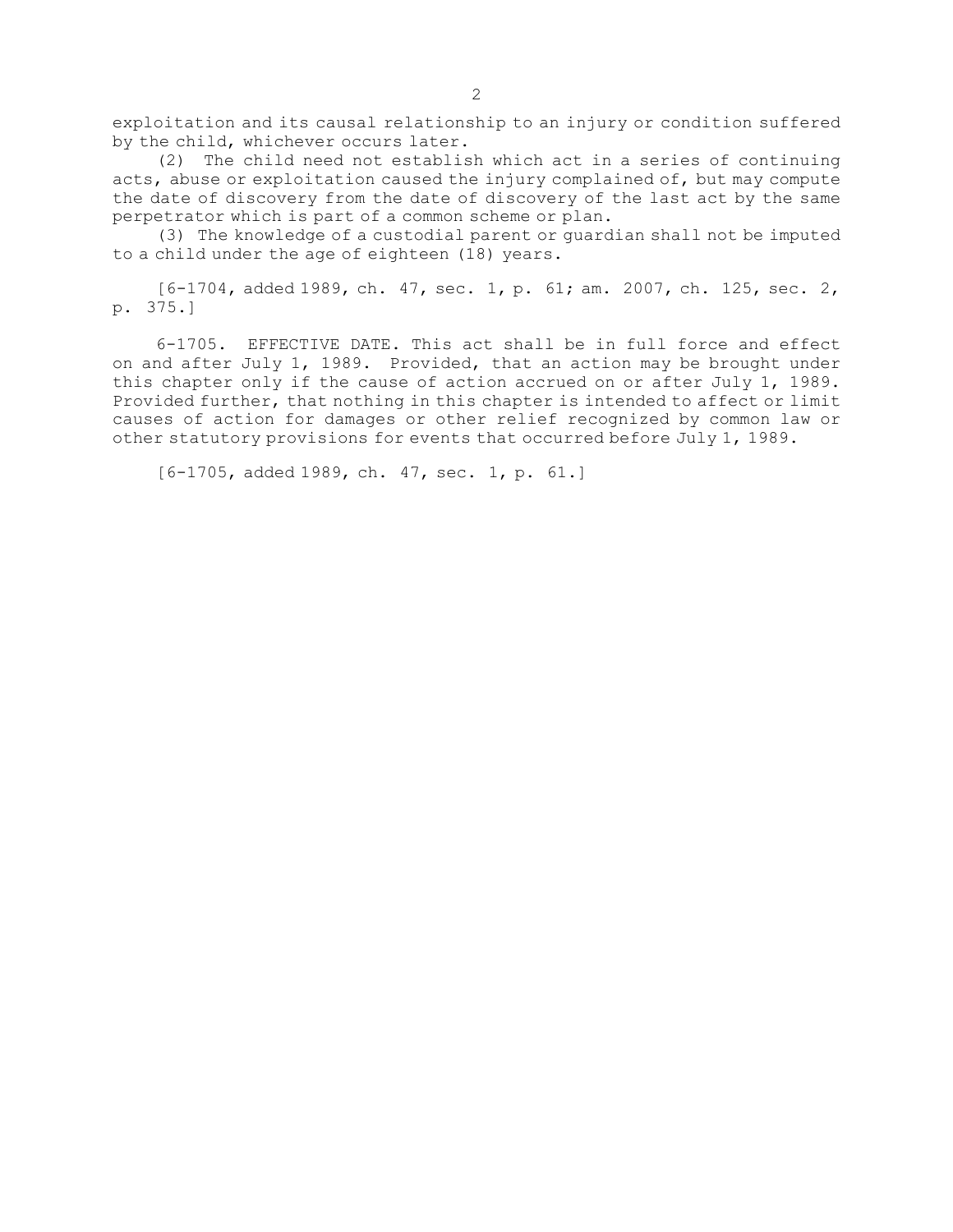exploitation and its causal relationship to an injury or condition suffered by the child, whichever occurs later.

(2) The child need not establish which act in a series of continuing acts, abuse or exploitation caused the injury complained of, but may compute the date of discovery from the date of discovery of the last act by the same perpetrator which is part of a common scheme or plan.

(3) The knowledge of a custodial parent or guardian shall not be imputed to a child under the age of eighteen (18) years.

[6-1704, added 1989, ch. 47, sec. 1, p. 61; am. 2007, ch. 125, sec. 2, p. 375.]

6-1705. EFFECTIVE DATE. This act shall be in full force and effect on and after July 1, 1989. Provided, that an action may be brought under this chapter only if the cause of action accrued on or after July 1, 1989. Provided further, that nothing in this chapter is intended to affect or limit causes of action for damages or other relief recognized by common law or other statutory provisions for events that occurred before July 1, 1989.

[6-1705, added 1989, ch. 47, sec. 1, p. 61.]